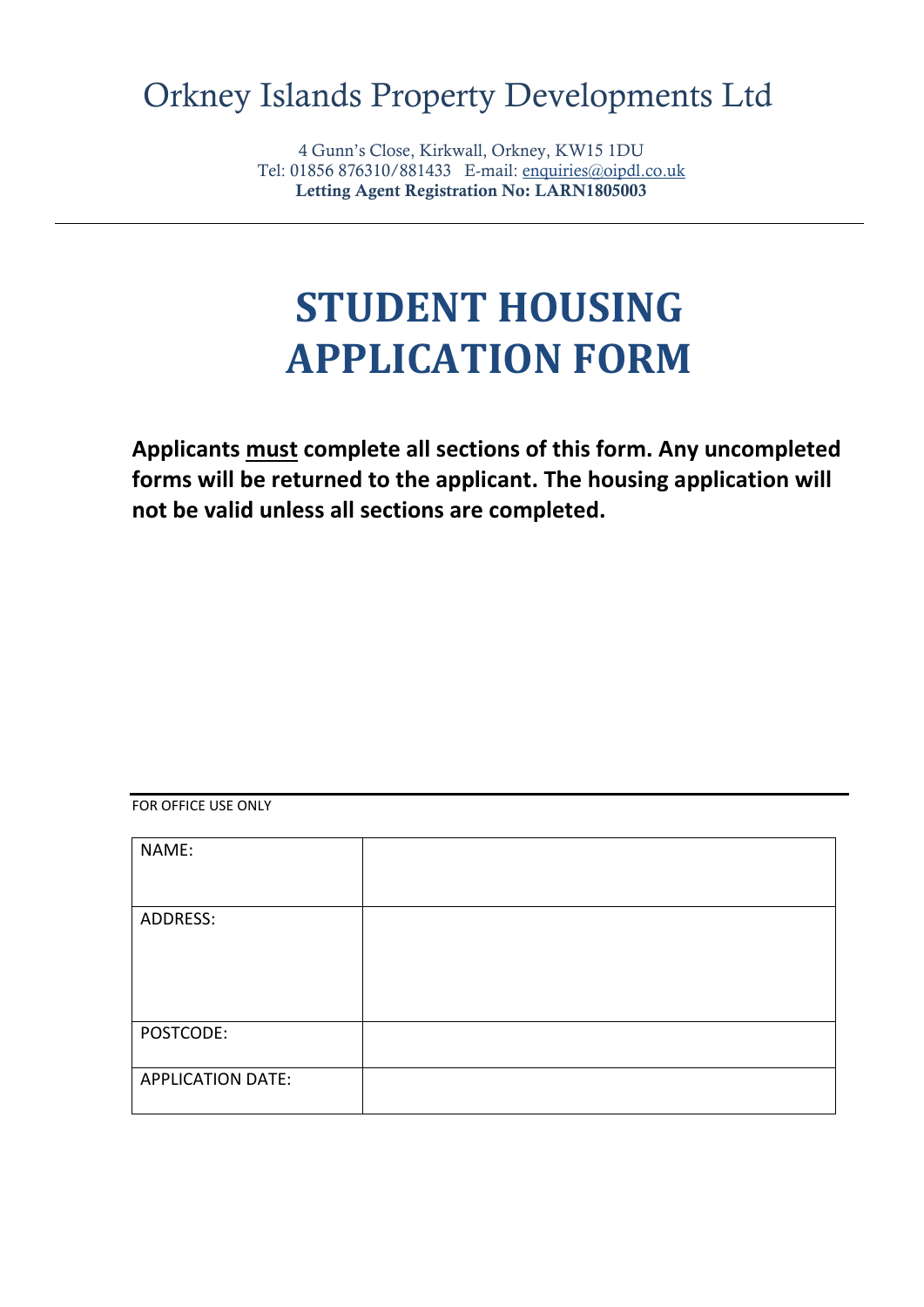# Orkney Islands Property Developments Ltd

4 Gunn's Close, Kirkwall, Orkney, KW15 1DU
Tel: 01856 876310/881433 E-mail: enquiries@oipdl.co.uk
**Letting Agent Registration No: LARN1805003**

---

# STUDENT HOUSING APPLICATION FORM

**Applicants <u>must</u> complete all sections of this form. Any uncompleted forms will be returned to the applicant. The housing application will not be valid unless all sections are completed.**

---

FOR OFFICE USE ONLY

| | |
|---|---|
| NAME: | |
| ADDRESS: | |
| POSTCODE: | |
| APPLICATION DATE: | |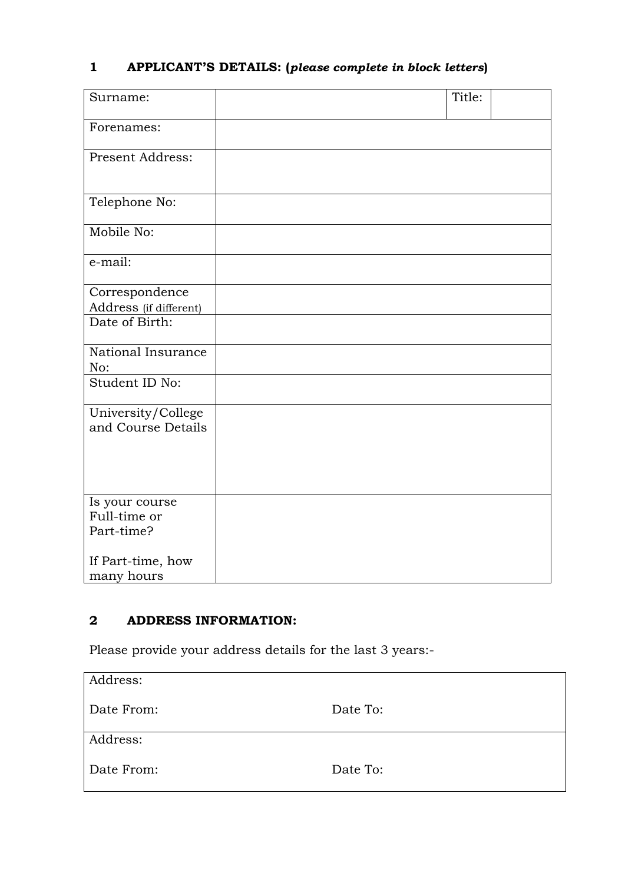## 1 APPLICANT'S DETAILS: (*please complete in block letters*)

| | | | |
|---|---|---|---|
| Surname: | | Title: | |
| Forenames: | | | |
| Present Address: | | | |
| Telephone No: | | | |
| Mobile No: | | | |
| e-mail: | | | |
| Correspondence Address (if different) | | | |
| Date of Birth: | | | |
| National Insurance No: | | | |
| Student ID No: | | | |
| University/College and Course Details | | | |
| Is your course Full-time or Part-time?<br><br>If Part-time, how many hours | | | |

## 2 ADDRESS INFORMATION:

Please provide your address details for the last 3 years:-

| | |
|---|---|
| Address:<br><br>Date From: | <br><br>Date To: |
| Address:<br><br>Date From: | <br><br>Date To: |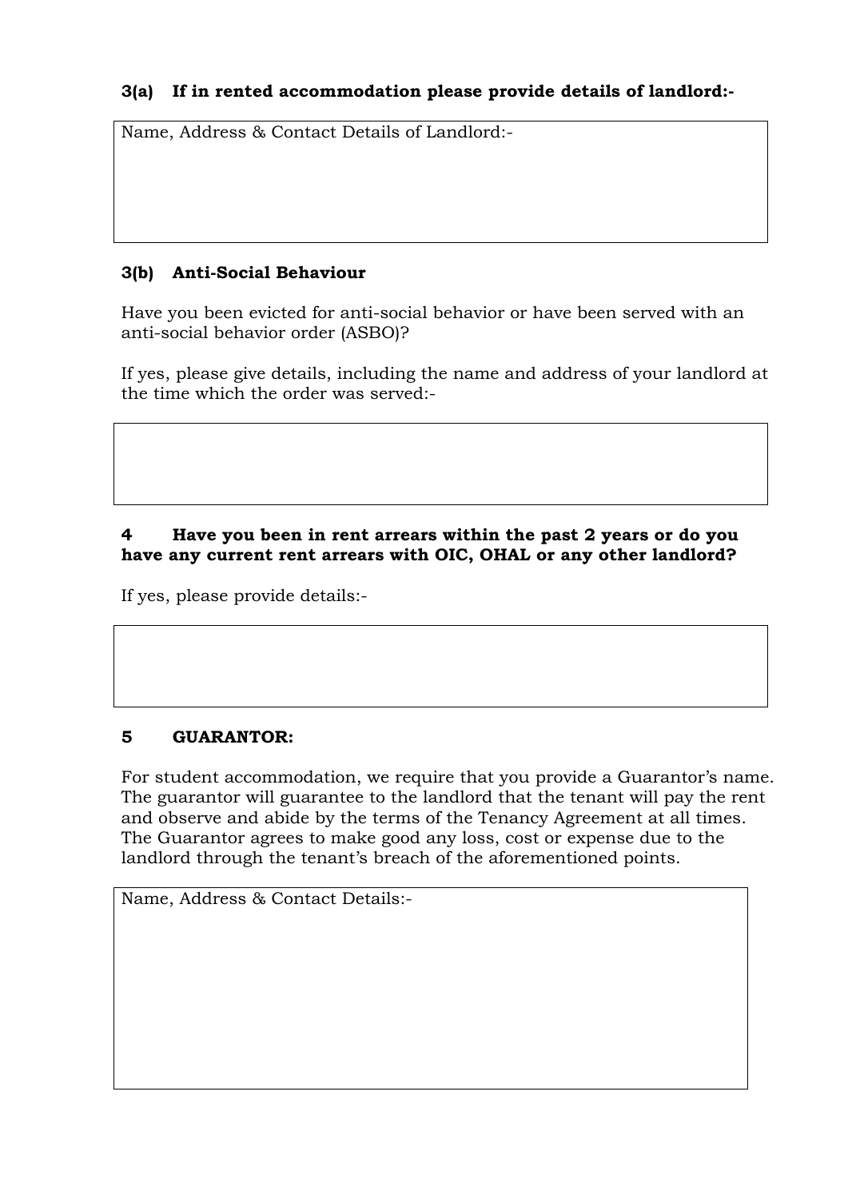**3(a) If in rented accommodation please provide details of landlord:-**

| Name, Address & Contact Details of Landlord:- |
|---|
| |

**3(b) Anti-Social Behaviour**

Have you been evicted for anti-social behavior or have been served with an anti-social behavior order (ASBO)?

If yes, please give details, including the name and address of your landlord at the time which the order was served:-

| |
|---|
| |

**4 Have you been in rent arrears within the past 2 years or do you have any current rent arrears with OIC, OHAL or any other landlord?**

If yes, please provide details:-

| |
|---|
| |

**5 GUARANTOR:**

For student accommodation, we require that you provide a Guarantor's name. The guarantor will guarantee to the landlord that the tenant will pay the rent and observe and abide by the terms of the Tenancy Agreement at all times. The Guarantor agrees to make good any loss, cost or expense due to the landlord through the tenant's breach of the aforementioned points.

| Name, Address & Contact Details:- |
|---|
| |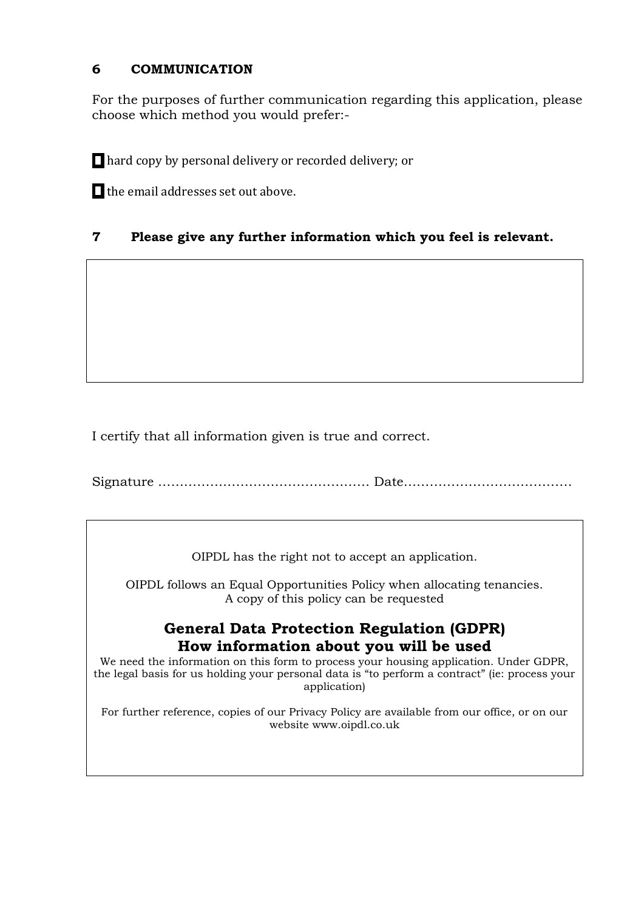## 6 COMMUNICATION

For the purposes of further communication regarding this application, please choose which method you would prefer:-

☐ hard copy by personal delivery or recorded delivery; or

☐ the email addresses set out above.

## 7 Please give any further information which you feel is relevant.

I certify that all information given is true and correct.

Signature ................................................ Date......................................

OIPDL has the right not to accept an application.

OIPDL follows an Equal Opportunities Policy when allocating tenancies. A copy of this policy can be requested

### General Data Protection Regulation (GDPR)
### How information about you will be used

We need the information on this form to process your housing application. Under GDPR, the legal basis for us holding your personal data is "to perform a contract" (ie: process your application)

For further reference, copies of our Privacy Policy are available from our office, or on our website www.oipdl.co.uk